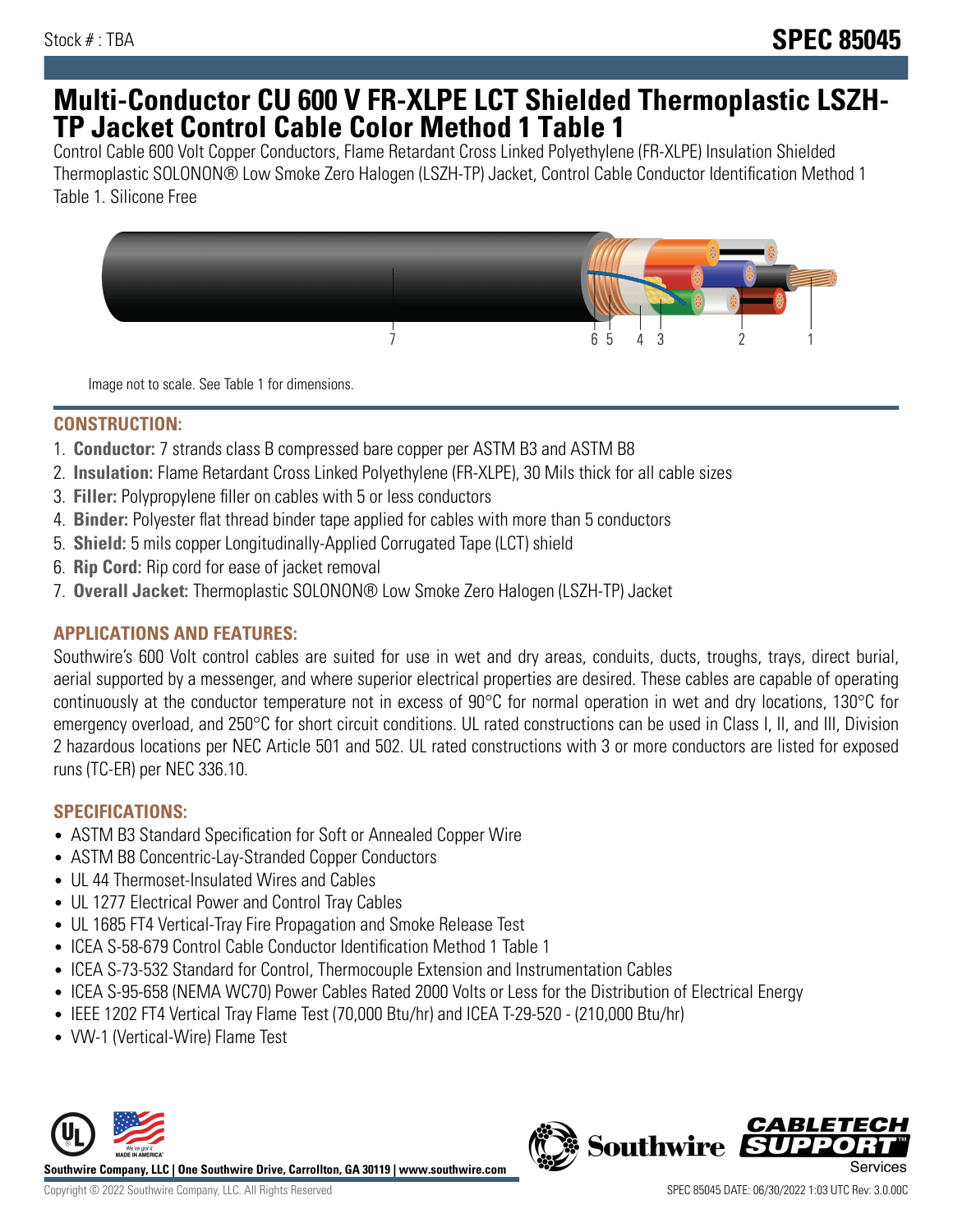Stock # : TBA

# SPEC 85045

# Multi-Conductor CU 600 V FR-XLPE LCT Shielded Thermoplastic LSZH-TP Jacket Control Cable Color Method 1 Table 1

Control Cable 600 Volt Copper Conductors, Flame Retardant Cross Linked Polyethylene (FR-XLPE) Insulation Shielded Thermoplastic SOLONON® Low Smoke Zero Halogen (LSZH-TP) Jacket, Control Cable Conductor Identification Method 1 Table 1. Silicone Free

Image not to scale. See Table 1 for dimensions.

## CONSTRUCTION:

1. **Conductor:** 7 strands class B compressed bare copper per ASTM B3 and ASTM B8
2. **Insulation:** Flame Retardant Cross Linked Polyethylene (FR-XLPE), 30 Mils thick for all cable sizes
3. **Filler:** Polypropylene filler on cables with 5 or less conductors
4. **Binder:** Polyester flat thread binder tape applied for cables with more than 5 conductors
5. **Shield:** 5 mils copper Longitudinally-Applied Corrugated Tape (LCT) shield
6. **Rip Cord:** Rip cord for ease of jacket removal
7. **Overall Jacket:** Thermoplastic SOLONON® Low Smoke Zero Halogen (LSZH-TP) Jacket

## APPLICATIONS AND FEATURES:

Southwire's 600 Volt control cables are suited for use in wet and dry areas, conduits, ducts, troughs, trays, direct burial, aerial supported by a messenger, and where superior electrical properties are desired. These cables are capable of operating continuously at the conductor temperature not in excess of 90°C for normal operation in wet and dry locations, 130°C for emergency overload, and 250°C for short circuit conditions. UL rated constructions can be used in Class I, II, and III, Division 2 hazardous locations per NEC Article 501 and 502. UL rated constructions with 3 or more conductors are listed for exposed runs (TC-ER) per NEC 336.10.

## SPECIFICATIONS:

- ASTM B3 Standard Specification for Soft or Annealed Copper Wire
- ASTM B8 Concentric-Lay-Stranded Copper Conductors
- UL 44 Thermoset-Insulated Wires and Cables
- UL 1277 Electrical Power and Control Tray Cables
- UL 1685 FT4 Vertical-Tray Fire Propagation and Smoke Release Test
- ICEA S-58-679 Control Cable Conductor Identification Method 1 Table 1
- ICEA S-73-532 Standard for Control, Thermocouple Extension and Instrumentation Cables
- ICEA S-95-658 (NEMA WC70) Power Cables Rated 2000 Volts or Less for the Distribution of Electrical Energy
- IEEE 1202 FT4 Vertical Tray Flame Test (70,000 Btu/hr) and ICEA T-29-520 - (210,000 Btu/hr)
- VW-1 (Vertical-Wire) Flame Test

Southwire Company, LLC | One Southwire Drive, Carrollton, GA 30119 | www.southwire.com

Copyright © 2022 Southwire Company, LLC. All Rights Reserved

SPEC 85045 DATE: 06/30/2022 1:03 UTC Rev: 3.0.00C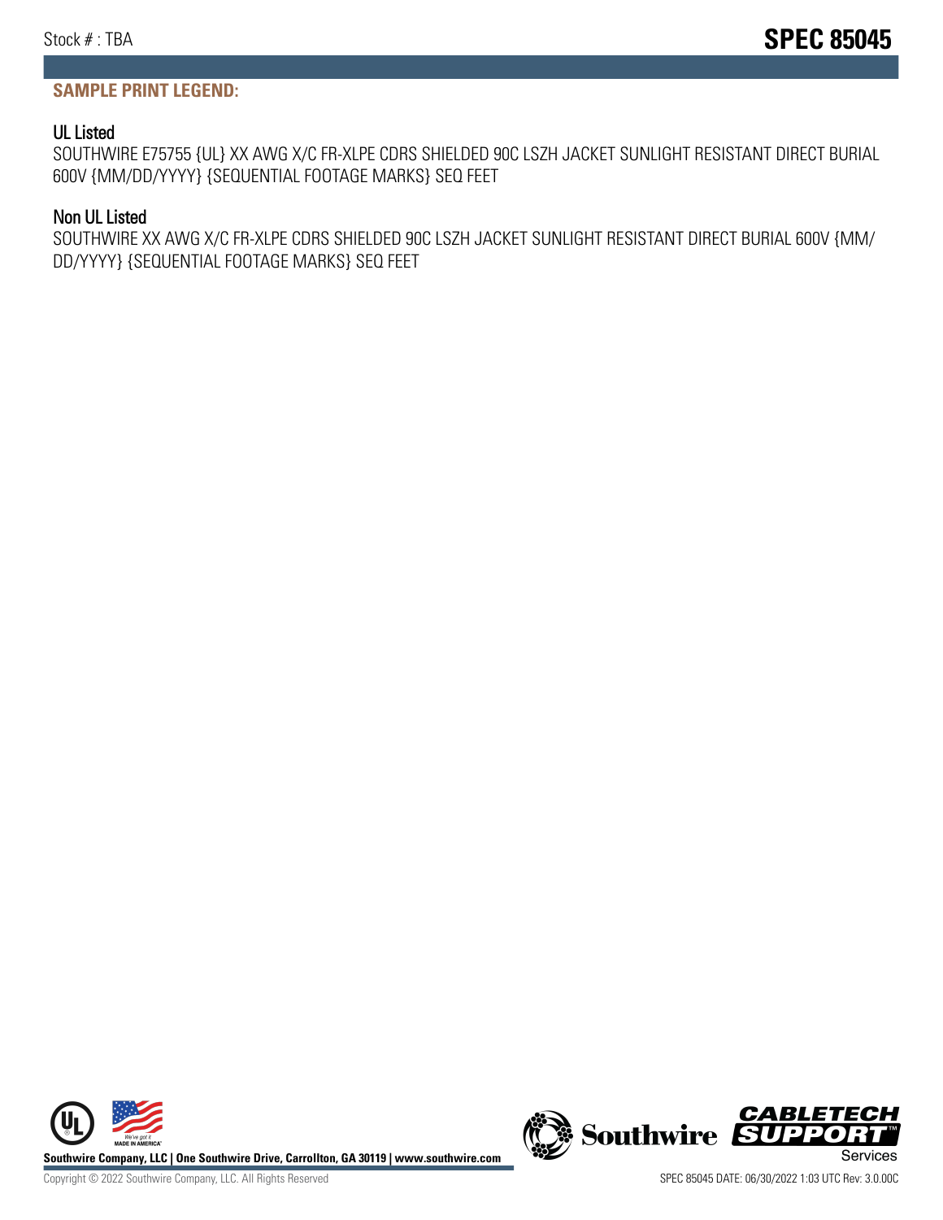## SAMPLE PRINT LEGEND:

### UL Listed

SOUTHWIRE E75755 {UL} XX AWG X/C FR-XLPE CDRS SHIELDED 90C LSZH JACKET SUNLIGHT RESISTANT DIRECT BURIAL 600V {MM/DD/YYYY} {SEQUENTIAL FOOTAGE MARKS} SEQ FEET

### Non UL Listed

SOUTHWIRE XX AWG X/C FR-XLPE CDRS SHIELDED 90C LSZH JACKET SUNLIGHT RESISTANT DIRECT BURIAL 600V {MM/DD/YYYY} {SEQUENTIAL FOOTAGE MARKS} SEQ FEET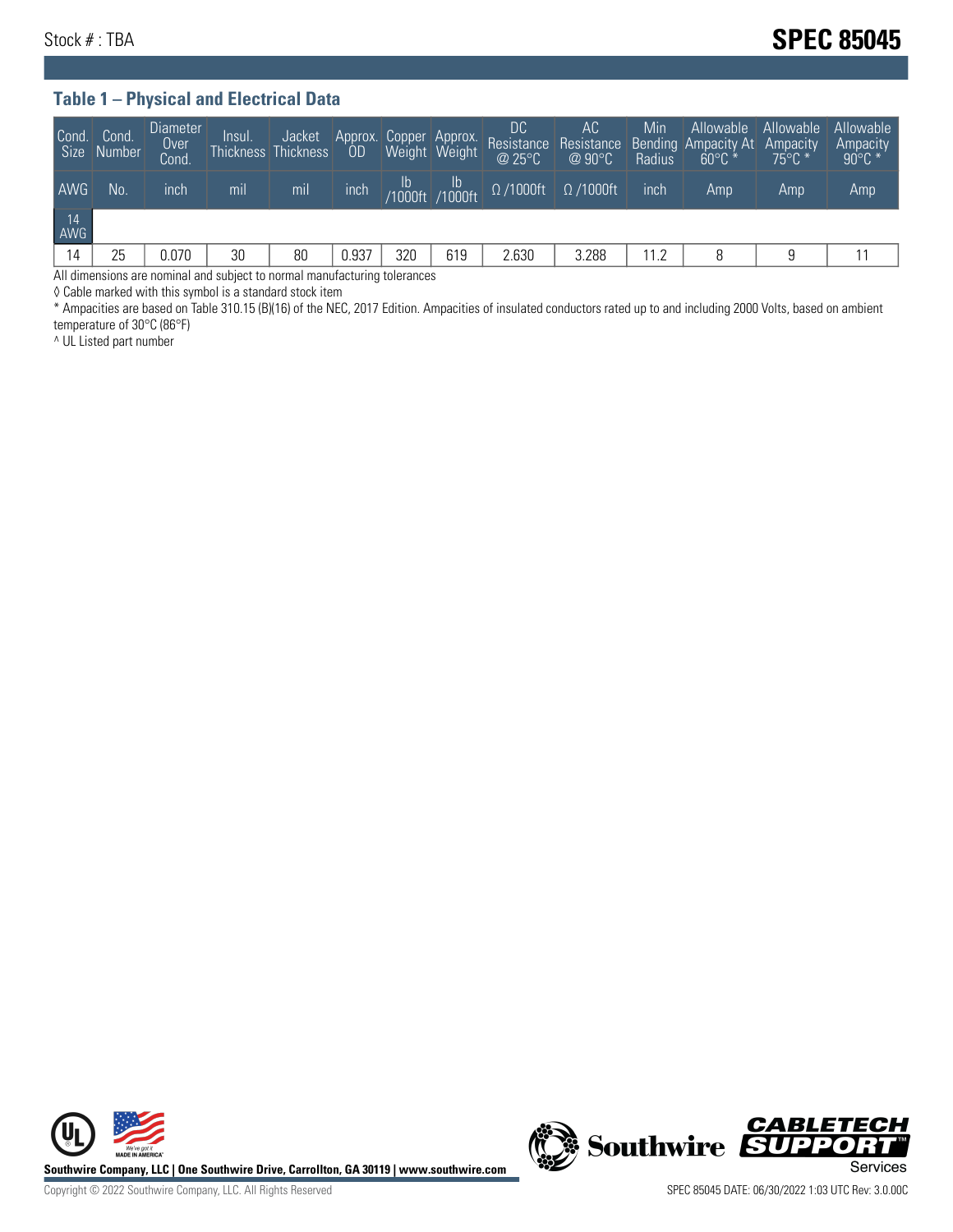### Table 1 – Physical and Electrical Data

| Cond. Size | Cond. Number | Diameter Over Cond. | Insul. Thickness | Jacket Thickness | Approx. OD | Copper Weight | Approx. Weight | DC Resistance @ 25°C | AC Resistance @ 90°C | Min Bending Radius | Allowable Ampacity At 60°C * | Allowable Ampacity 75°C * | Allowable Ampacity 90°C * |
|---|---|---|---|---|---|---|---|---|---|---|---|---|---|
| AWG | No. | inch | mil | mil | inch | lb /1000ft | lb /1000ft | Ω /1000ft | Ω /1000ft | inch | Amp | Amp | Amp |
| 14 AWG | | | | | | | | | | | | | |
| 14 | 25 | 0.070 | 30 | 80 | 0.937 | 320 | 619 | 2.630 | 3.288 | 11.2 | 8 | 9 | 11 |

All dimensions are nominal and subject to normal manufacturing tolerances

◊ Cable marked with this symbol is a standard stock item

* Ampacities are based on Table 310.15 (B)(16) of the NEC, 2017 Edition. Ampacities of insulated conductors rated up to and including 2000 Volts, based on ambient temperature of 30°C (86°F)

^ UL Listed part number

Southwire Company, LLC | One Southwire Drive, Carrollton, GA 30119 | www.southwire.com

Copyright © 2022 Southwire Company, LLC. All Rights Reserved